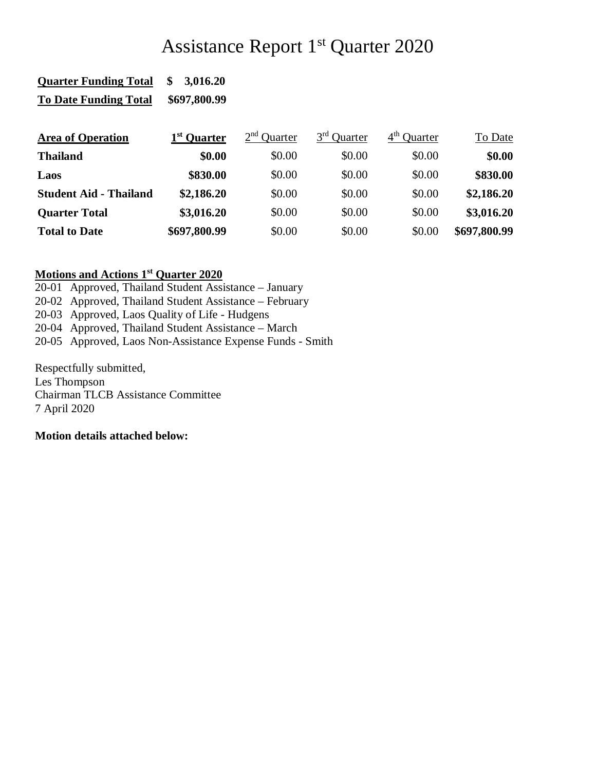# Assistance Report 1st Quarter 2020

**Quarter Funding Total** **$ 3,016.20**

**To Date Funding Total** **$697,800.99**

| **Area of Operation** | **1st Quarter** | 2nd Quarter | 3rd Quarter | 4th Quarter | To Date |
|---|---|---|---|---|---|
| **Thailand** | **$0.00** | $0.00 | $0.00 | $0.00 | **$0.00** |
| **Laos** | **$830.00** | $0.00 | $0.00 | $0.00 | **$830.00** |
| **Student Aid - Thailand** | **$2,186.20** | $0.00 | $0.00 | $0.00 | **$2,186.20** |
| **Quarter Total** | **$3,016.20** | $0.00 | $0.00 | $0.00 | **$3,016.20** |
| **Total to Date** | **$697,800.99** | $0.00 | $0.00 | $0.00 | **$697,800.99** |

**Motions and Actions 1st Quarter 2020**

20-01 Approved, Thailand Student Assistance – January
20-02 Approved, Thailand Student Assistance – February
20-03 Approved, Laos Quality of Life - Hudgens
20-04 Approved, Thailand Student Assistance – March
20-05 Approved, Laos Non-Assistance Expense Funds - Smith

Respectfully submitted,
Les Thompson
Chairman TLCB Assistance Committee
7 April 2020

**Motion details attached below:**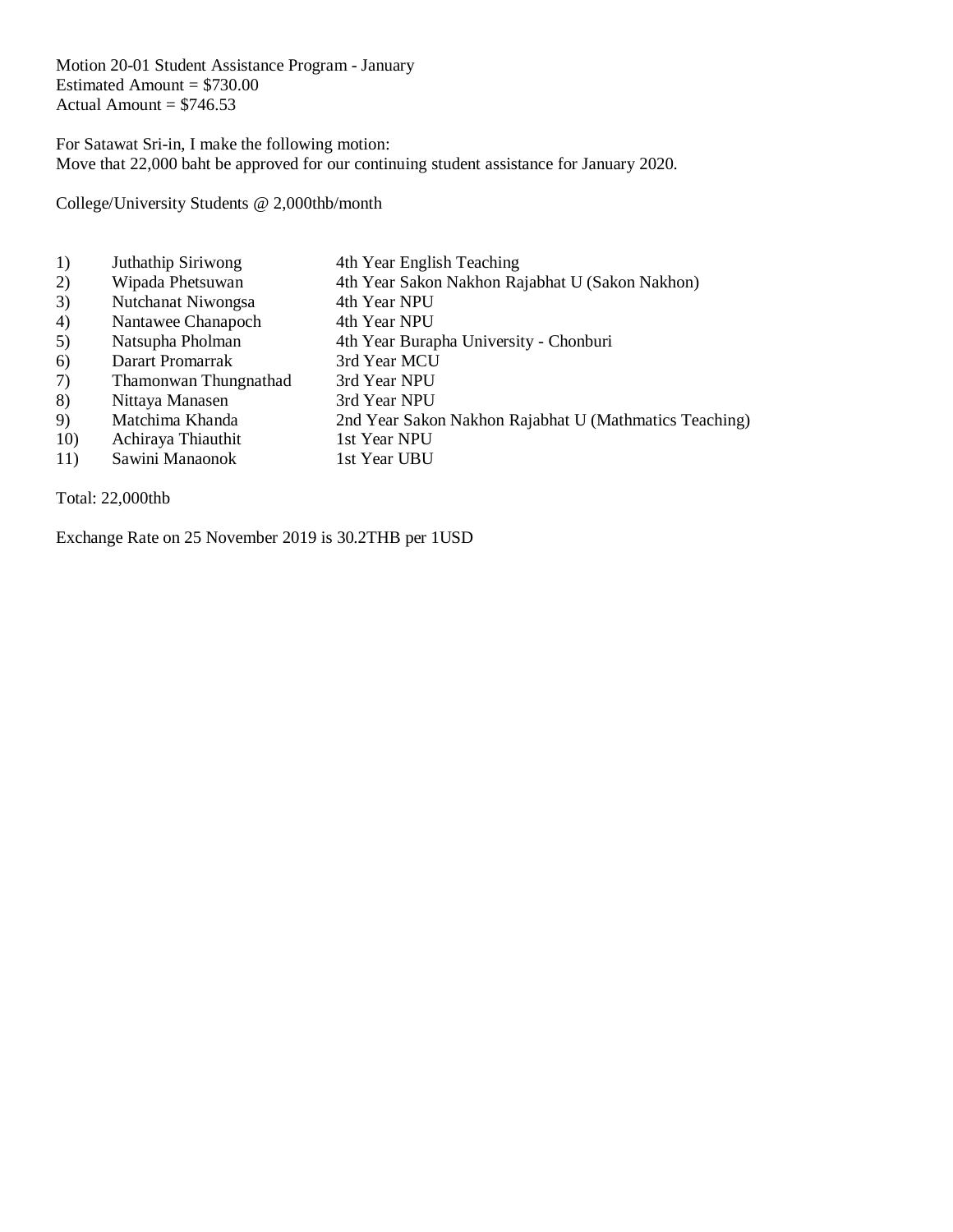Motion 20-01 Student Assistance Program - January
Estimated Amount = $730.00
Actual Amount = $746.53

For Satawat Sri-in, I make the following motion:
Move that 22,000 baht be approved for our continuing student assistance for January 2020.

College/University Students @ 2,000thb/month

| | | |
|---|---|---|
| 1) | Juthathip Siriwong | 4th Year English Teaching |
| 2) | Wipada Phetsuwan | 4th Year Sakon Nakhon Rajabhat U (Sakon Nakhon) |
| 3) | Nutchanat Niwongsa | 4th Year NPU |
| 4) | Nantawee Chanapoch | 4th Year NPU |
| 5) | Natsupha Pholman | 4th Year Burapha University - Chonburi |
| 6) | Darart Promarrak | 3rd Year MCU |
| 7) | Thamonwan Thungnathad | 3rd Year NPU |
| 8) | Nittaya Manasen | 3rd Year NPU |
| 9) | Matchima Khanda | 2nd Year Sakon Nakhon Rajabhat U (Mathmatics Teaching) |
| 10) | Achiraya Thiauthit | 1st Year NPU |
| 11) | Sawini Manaonok | 1st Year UBU |

Total: 22,000thb

Exchange Rate on 25 November 2019 is 30.2THB per 1USD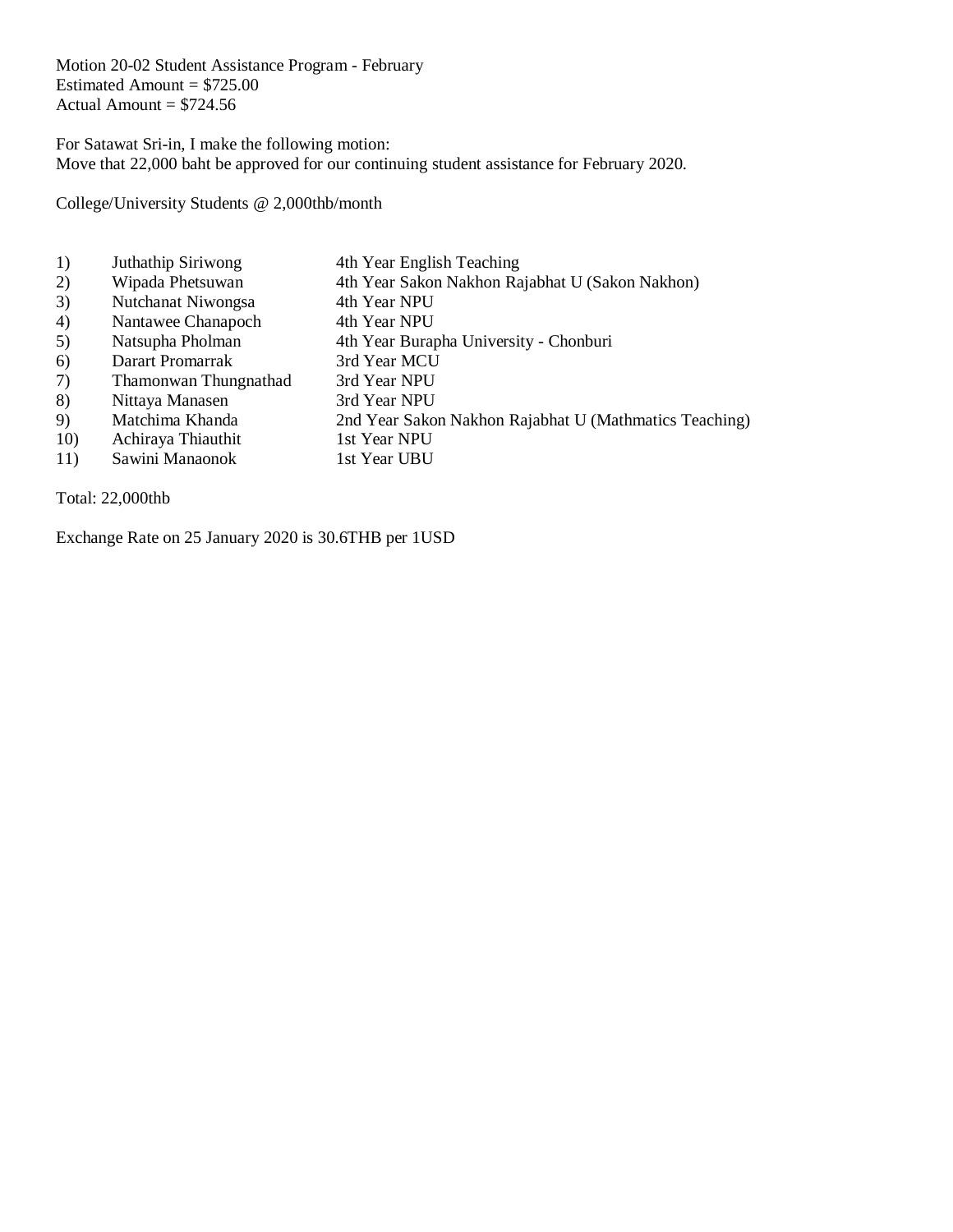Motion 20-02 Student Assistance Program - February
Estimated Amount = $725.00
Actual Amount = $724.56

For Satawat Sri-in, I make the following motion:
Move that 22,000 baht be approved for our continuing student assistance for February 2020.

College/University Students @ 2,000thb/month

| | | |
|---|---|---|
| 1) | Juthathip Siriwong | 4th Year English Teaching |
| 2) | Wipada Phetsuwan | 4th Year Sakon Nakhon Rajabhat U (Sakon Nakhon) |
| 3) | Nutchanat Niwongsa | 4th Year NPU |
| 4) | Nantawee Chanapoch | 4th Year NPU |
| 5) | Natsupha Pholman | 4th Year Burapha University - Chonburi |
| 6) | Darart Promarrak | 3rd Year MCU |
| 7) | Thamonwan Thungnathad | 3rd Year NPU |
| 8) | Nittaya Manasen | 3rd Year NPU |
| 9) | Matchima Khanda | 2nd Year Sakon Nakhon Rajabhat U (Mathmatics Teaching) |
| 10) | Achiraya Thiauthit | 1st Year NPU |
| 11) | Sawini Manaonok | 1st Year UBU |

Total: 22,000thb

Exchange Rate on 25 January 2020 is 30.6THB per 1USD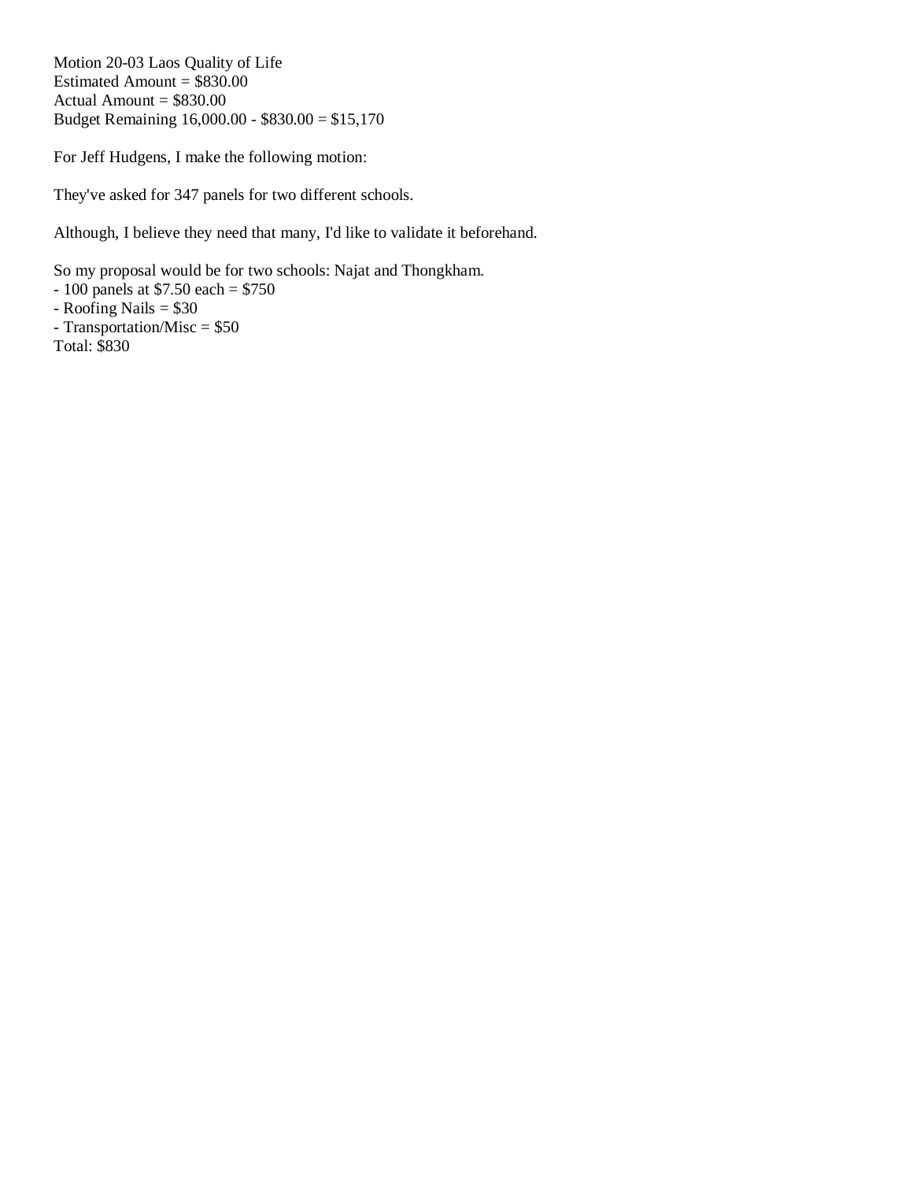Motion 20-03 Laos Quality of Life
Estimated Amount = $830.00
Actual Amount = $830.00
Budget Remaining 16,000.00 - $830.00 = $15,170

For Jeff Hudgens, I make the following motion:

They've asked for 347 panels for two different schools.

Although, I believe they need that many, I'd like to validate it beforehand.

So my proposal would be for two schools: Najat and Thongkham.
- 100 panels at $7.50 each = $750
- Roofing Nails = $30
- Transportation/Misc = $50
Total: $830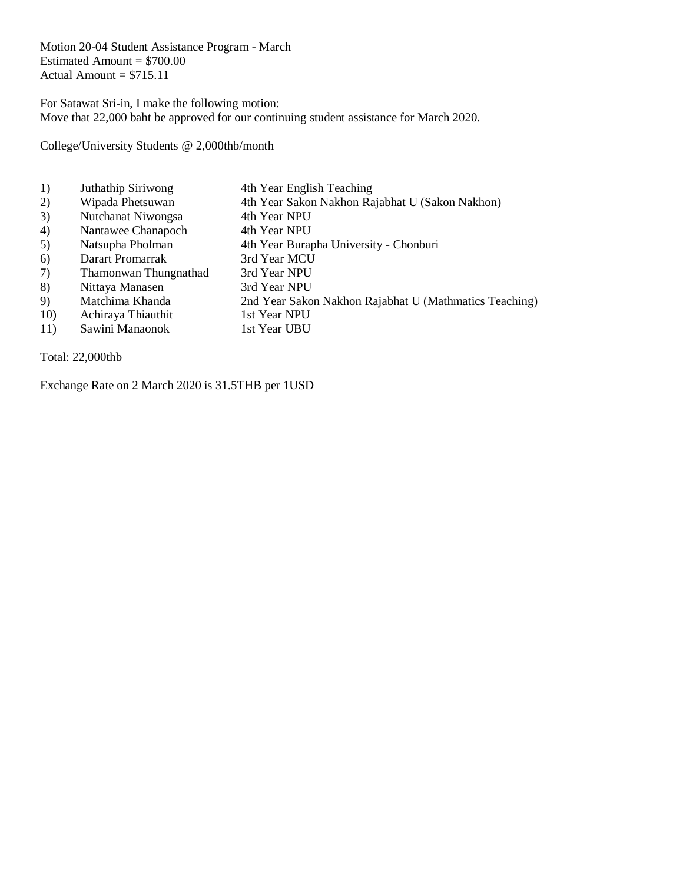Motion 20-04 Student Assistance Program - March
Estimated Amount = $700.00
Actual Amount = $715.11

For Satawat Sri-in, I make the following motion:
Move that 22,000 baht be approved for our continuing student assistance for March 2020.

College/University Students @ 2,000thb/month

| | | |
|---|---|---|
| 1) | Juthathip Siriwong | 4th Year English Teaching |
| 2) | Wipada Phetsuwan | 4th Year Sakon Nakhon Rajabhat U (Sakon Nakhon) |
| 3) | Nutchanat Niwongsa | 4th Year NPU |
| 4) | Nantawee Chanapoch | 4th Year NPU |
| 5) | Natsupha Pholman | 4th Year Burapha University - Chonburi |
| 6) | Darart Promarrak | 3rd Year MCU |
| 7) | Thamonwan Thungnathad | 3rd Year NPU |
| 8) | Nittaya Manasen | 3rd Year NPU |
| 9) | Matchima Khanda | 2nd Year Sakon Nakhon Rajabhat U (Mathmatics Teaching) |
| 10) | Achiraya Thiauthit | 1st Year NPU |
| 11) | Sawini Manaonok | 1st Year UBU |

Total: 22,000thb

Exchange Rate on 2 March 2020 is 31.5THB per 1USD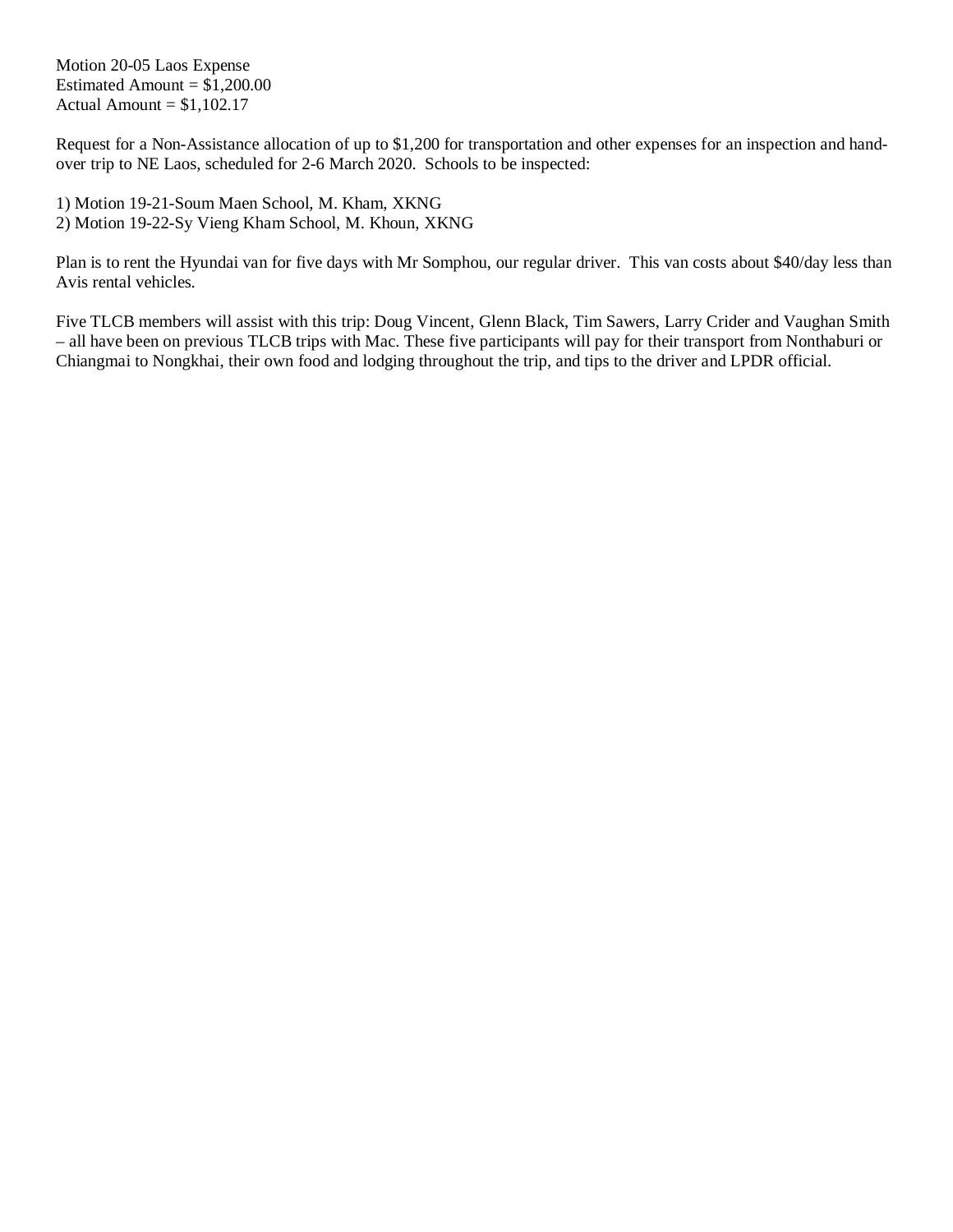Motion 20-05 Laos Expense
Estimated Amount = $1,200.00
Actual Amount = $1,102.17

Request for a Non-Assistance allocation of up to $1,200 for transportation and other expenses for an inspection and hand-over trip to NE Laos, scheduled for 2-6 March 2020. Schools to be inspected:

1) Motion 19-21-Soum Maen School, M. Kham, XKNG
2) Motion 19-22-Sy Vieng Kham School, M. Khoun, XKNG

Plan is to rent the Hyundai van for five days with Mr Somphou, our regular driver. This van costs about $40/day less than Avis rental vehicles.

Five TLCB members will assist with this trip: Doug Vincent, Glenn Black, Tim Sawers, Larry Crider and Vaughan Smith – all have been on previous TLCB trips with Mac. These five participants will pay for their transport from Nonthaburi or Chiangmai to Nongkhai, their own food and lodging throughout the trip, and tips to the driver and LPDR official.